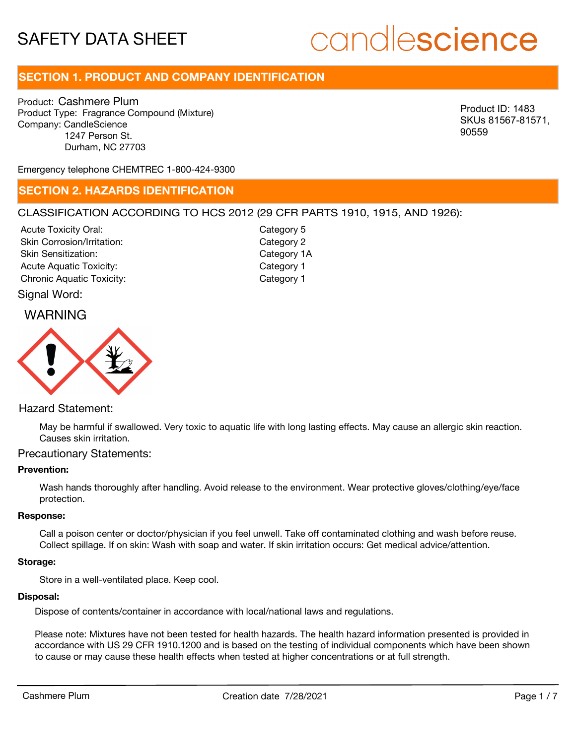# SAFETY DATA SHEET

candlescience

## SECTION 1. PRODUCT AND COMPANY IDENTIFICATION

Product: Cashmere Plum
Product Type: Fragrance Compound (Mixture)
Company: CandleScience
1247 Person St.
Durham, NC 27703

Product ID: 1483
SKUs 81567-81571, 90559

Emergency telephone CHEMTREC 1-800-424-9300

## SECTION 2. HAZARDS IDENTIFICATION

CLASSIFICATION ACCORDING TO HCS 2012 (29 CFR PARTS 1910, 1915, AND 1926):

| | |
|---|---|
| Acute Toxicity Oral: | Category 5 |
| Skin Corrosion/Irritation: | Category 2 |
| Skin Sensitization: | Category 1A |
| Acute Aquatic Toxicity: | Category 1 |
| Chronic Aquatic Toxicity: | Category 1 |

Signal Word:

WARNING

Hazard Statement:

May be harmful if swallowed. Very toxic to aquatic life with long lasting effects. May cause an allergic skin reaction. Causes skin irritation.

Precautionary Statements:

**Prevention:**

Wash hands thoroughly after handling. Avoid release to the environment. Wear protective gloves/clothing/eye/face protection.

**Response:**

Call a poison center or doctor/physician if you feel unwell. Take off contaminated clothing and wash before reuse. Collect spillage. If on skin: Wash with soap and water. If skin irritation occurs: Get medical advice/attention.

**Storage:**

Store in a well-ventilated place. Keep cool.

**Disposal:**

Dispose of contents/container in accordance with local/national laws and regulations.

Please note: Mixtures have not been tested for health hazards. The health hazard information presented is provided in accordance with US 29 CFR 1910.1200 and is based on the testing of individual components which have been shown to cause or may cause these health effects when tested at higher concentrations or at full strength.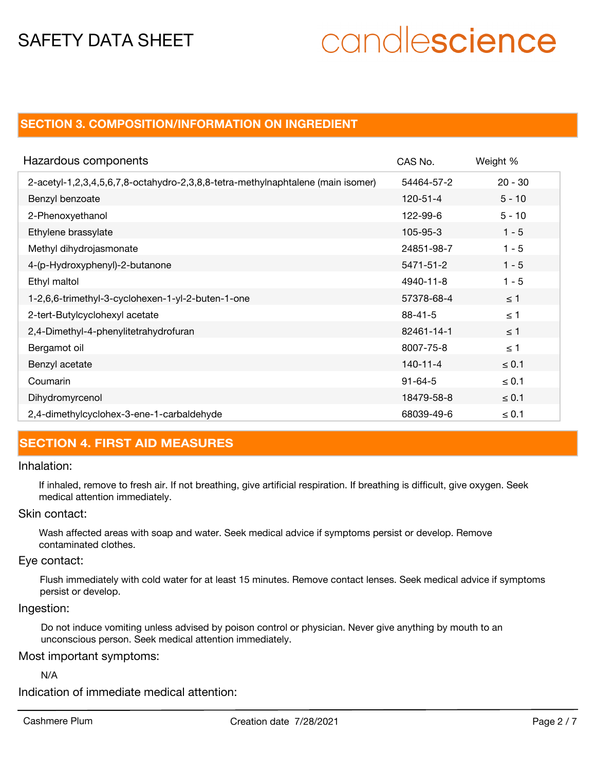## SECTION 3. COMPOSITION/INFORMATION ON INGREDIENT

| Hazardous components | CAS No. | Weight % |
|---|---|---|
| 2-acetyl-1,2,3,4,5,6,7,8-octahydro-2,3,8,8-tetra-methylnaphtalene (main isomer) | 54464-57-2 | 20 - 30 |
| Benzyl benzoate | 120-51-4 | 5 - 10 |
| 2-Phenoxyethanol | 122-99-6 | 5 - 10 |
| Ethylene brassylate | 105-95-3 | 1 - 5 |
| Methyl dihydrojasmonate | 24851-98-7 | 1 - 5 |
| 4-(p-Hydroxyphenyl)-2-butanone | 5471-51-2 | 1 - 5 |
| Ethyl maltol | 4940-11-8 | 1 - 5 |
| 1-2,6,6-trimethyl-3-cyclohexen-1-yl-2-buten-1-one | 57378-68-4 | ≤ 1 |
| 2-tert-Butylcyclohexyl acetate | 88-41-5 | ≤ 1 |
| 2,4-Dimethyl-4-phenylitetrahydrofuran | 82461-14-1 | ≤ 1 |
| Bergamot oil | 8007-75-8 | ≤ 1 |
| Benzyl acetate | 140-11-4 | ≤ 0.1 |
| Coumarin | 91-64-5 | ≤ 0.1 |
| Dihydromyrcenol | 18479-58-8 | ≤ 0.1 |
| 2,4-dimethylcyclohex-3-ene-1-carbaldehyde | 68039-49-6 | ≤ 0.1 |

## SECTION 4. FIRST AID MEASURES

Inhalation:

If inhaled, remove to fresh air. If not breathing, give artificial respiration. If breathing is difficult, give oxygen. Seek medical attention immediately.

Skin contact:

Wash affected areas with soap and water. Seek medical advice if symptoms persist or develop. Remove contaminated clothes.

Eye contact:

Flush immediately with cold water for at least 15 minutes. Remove contact lenses. Seek medical advice if symptoms persist or develop.

Ingestion:

Do not induce vomiting unless advised by poison control or physician. Never give anything by mouth to an unconscious person. Seek medical attention immediately.

Most important symptoms:

N/A

Indication of immediate medical attention: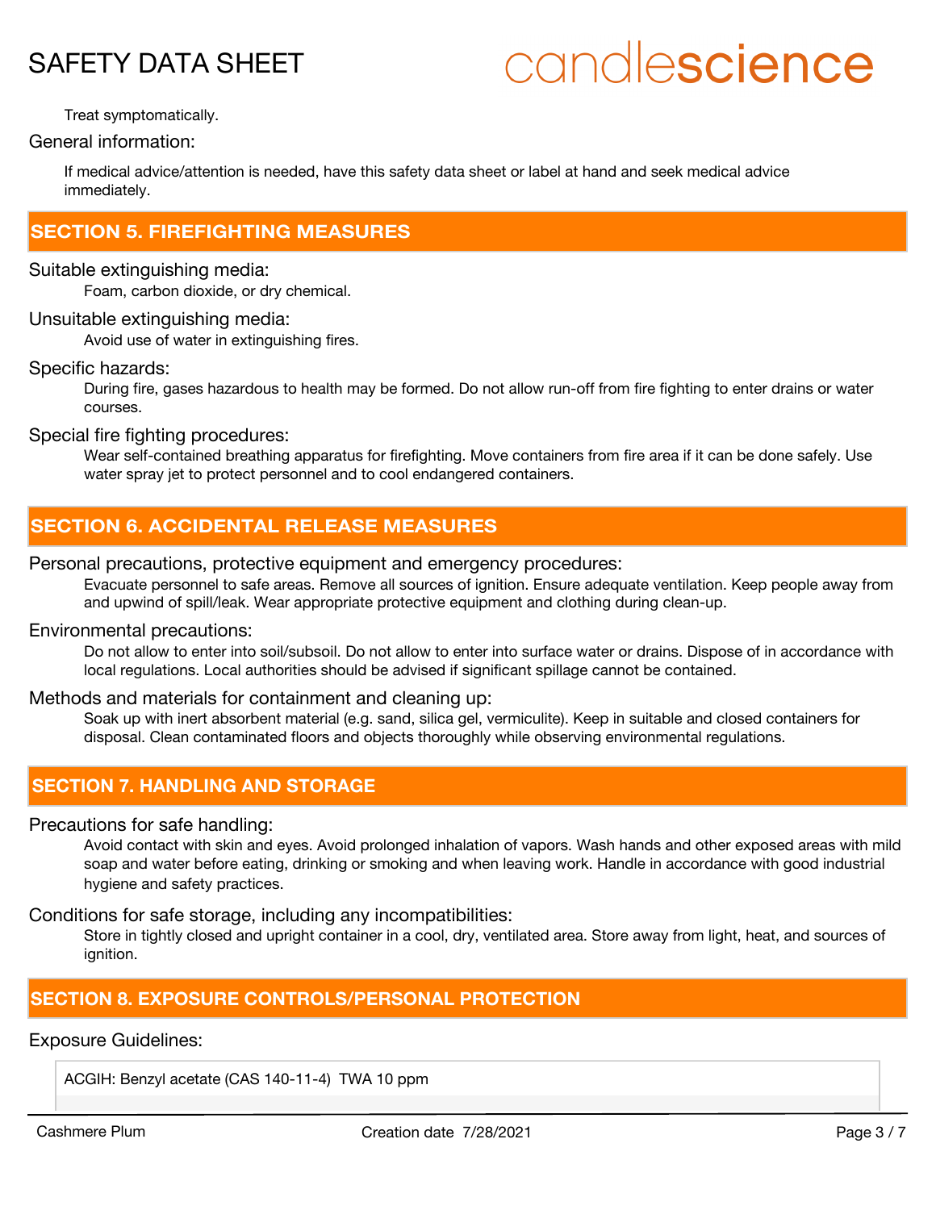Treat symptomatically.

General information:

If medical advice/attention is needed, have this safety data sheet or label at hand and seek medical advice immediately.

## SECTION 5. FIREFIGHTING MEASURES

Suitable extinguishing media:

Foam, carbon dioxide, or dry chemical.

Unsuitable extinguishing media:

Avoid use of water in extinguishing fires.

Specific hazards:

During fire, gases hazardous to health may be formed. Do not allow run-off from fire fighting to enter drains or water courses.

Special fire fighting procedures:

Wear self-contained breathing apparatus for firefighting. Move containers from fire area if it can be done safely. Use water spray jet to protect personnel and to cool endangered containers.

## SECTION 6. ACCIDENTAL RELEASE MEASURES

Personal precautions, protective equipment and emergency procedures:

Evacuate personnel to safe areas. Remove all sources of ignition. Ensure adequate ventilation. Keep people away from and upwind of spill/leak. Wear appropriate protective equipment and clothing during clean-up.

Environmental precautions:

Do not allow to enter into soil/subsoil. Do not allow to enter into surface water or drains. Dispose of in accordance with local regulations. Local authorities should be advised if significant spillage cannot be contained.

Methods and materials for containment and cleaning up:

Soak up with inert absorbent material (e.g. sand, silica gel, vermiculite). Keep in suitable and closed containers for disposal. Clean contaminated floors and objects thoroughly while observing environmental regulations.

## SECTION 7. HANDLING AND STORAGE

Precautions for safe handling:

Avoid contact with skin and eyes. Avoid prolonged inhalation of vapors. Wash hands and other exposed areas with mild soap and water before eating, drinking or smoking and when leaving work. Handle in accordance with good industrial hygiene and safety practices.

Conditions for safe storage, including any incompatibilities:

Store in tightly closed and upright container in a cool, dry, ventilated area. Store away from light, heat, and sources of ignition.

## SECTION 8. EXPOSURE CONTROLS/PERSONAL PROTECTION

Exposure Guidelines:

ACGIH: Benzyl acetate (CAS 140-11-4) TWA 10 ppm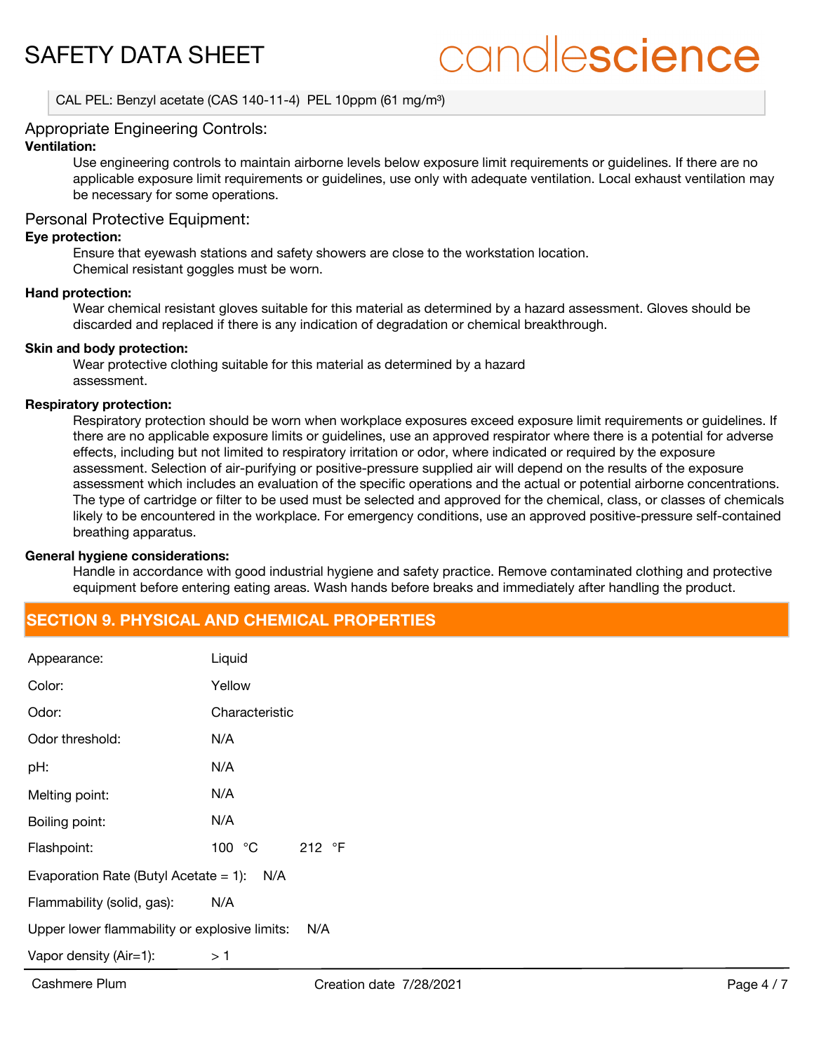CAL PEL: Benzyl acetate (CAS 140-11-4) PEL 10ppm (61 mg/m³)

## Appropriate Engineering Controls:

**Ventilation:**

Use engineering controls to maintain airborne levels below exposure limit requirements or guidelines. If there are no applicable exposure limit requirements or guidelines, use only with adequate ventilation. Local exhaust ventilation may be necessary for some operations.

## Personal Protective Equipment:

**Eye protection:**

Ensure that eyewash stations and safety showers are close to the workstation location.
Chemical resistant goggles must be worn.

**Hand protection:**

Wear chemical resistant gloves suitable for this material as determined by a hazard assessment. Gloves should be discarded and replaced if there is any indication of degradation or chemical breakthrough.

**Skin and body protection:**

Wear protective clothing suitable for this material as determined by a hazard assessment.

**Respiratory protection:**

Respiratory protection should be worn when workplace exposures exceed exposure limit requirements or guidelines. If there are no applicable exposure limits or guidelines, use an approved respirator where there is a potential for adverse effects, including but not limited to respiratory irritation or odor, where indicated or required by the exposure assessment. Selection of air-purifying or positive-pressure supplied air will depend on the results of the exposure assessment which includes an evaluation of the specific operations and the actual or potential airborne concentrations. The type of cartridge or filter to be used must be selected and approved for the chemical, class, or classes of chemicals likely to be encountered in the workplace. For emergency conditions, use an approved positive-pressure self-contained breathing apparatus.

**General hygiene considerations:**

Handle in accordance with good industrial hygiene and safety practice. Remove contaminated clothing and protective equipment before entering eating areas. Wash hands before breaks and immediately after handling the product.

## SECTION 9. PHYSICAL AND CHEMICAL PROPERTIES

| | |
|---|---|
| Appearance: | Liquid |
| Color: | Yellow |
| Odor: | Characteristic |
| Odor threshold: | N/A |
| pH: | N/A |
| Melting point: | N/A |
| Boiling point: | N/A |
| Flashpoint: | 100 °C 212 °F |
| Evaporation Rate (Butyl Acetate = 1): | N/A |
| Flammability (solid, gas): | N/A |
| Upper lower flammability or explosive limits: | N/A |
| Vapor density (Air=1): | > 1 |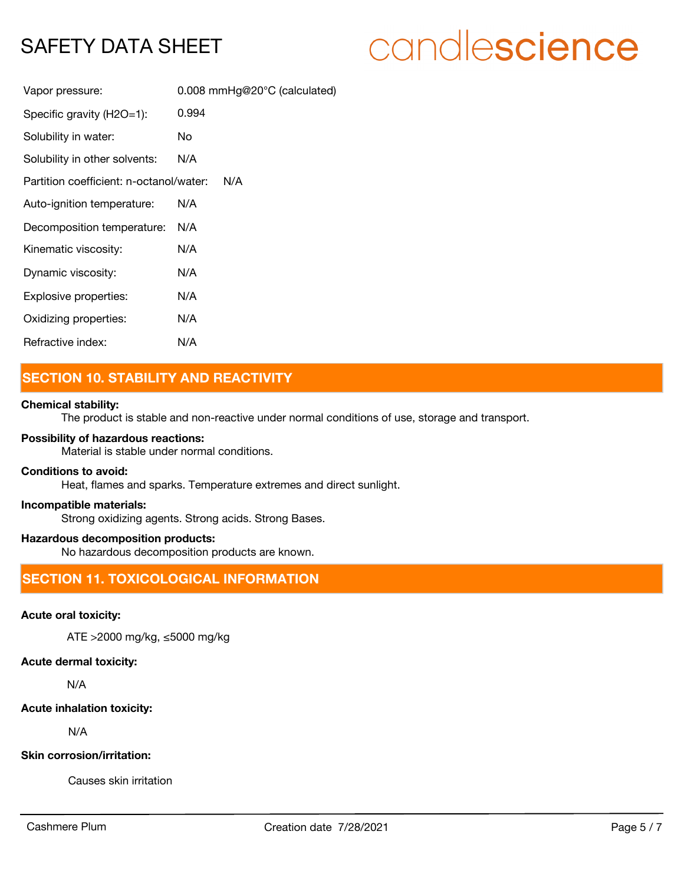| | |
|---|---|
| Vapor pressure: | 0.008 mmHg@20°C (calculated) |
| Specific gravity (H2O=1): | 0.994 |
| Solubility in water: | No |
| Solubility in other solvents: | N/A |
| Partition coefficient: n-octanol/water: | N/A |
| Auto-ignition temperature: | N/A |
| Decomposition temperature: | N/A |
| Kinematic viscosity: | N/A |
| Dynamic viscosity: | N/A |
| Explosive properties: | N/A |
| Oxidizing properties: | N/A |
| Refractive index: | N/A |

## SECTION 10. STABILITY AND REACTIVITY

**Chemical stability:**

The product is stable and non-reactive under normal conditions of use, storage and transport.

**Possibility of hazardous reactions:**

Material is stable under normal conditions.

**Conditions to avoid:**

Heat, flames and sparks. Temperature extremes and direct sunlight.

**Incompatible materials:**

Strong oxidizing agents. Strong acids. Strong Bases.

**Hazardous decomposition products:**

No hazardous decomposition products are known.

## SECTION 11. TOXICOLOGICAL INFORMATION

**Acute oral toxicity:**

ATE >2000 mg/kg, ≤5000 mg/kg

**Acute dermal toxicity:**

N/A

**Acute inhalation toxicity:**

N/A

**Skin corrosion/irritation:**

Causes skin irritation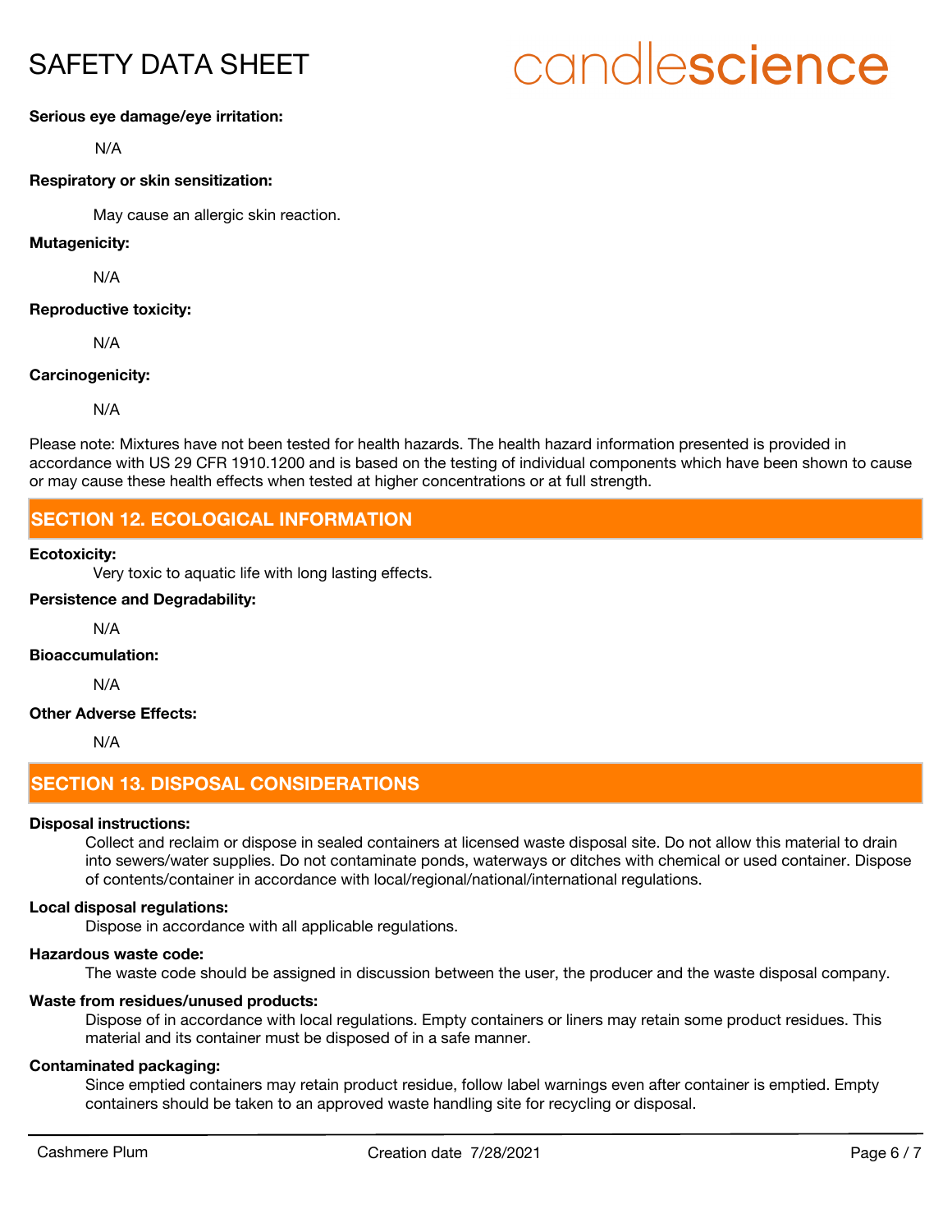**Serious eye damage/eye irritation:**

N/A

**Respiratory or skin sensitization:**

May cause an allergic skin reaction.

**Mutagenicity:**

N/A

**Reproductive toxicity:**

N/A

**Carcinogenicity:**

N/A

Please note: Mixtures have not been tested for health hazards. The health hazard information presented is provided in accordance with US 29 CFR 1910.1200 and is based on the testing of individual components which have been shown to cause or may cause these health effects when tested at higher concentrations or at full strength.

## SECTION 12. ECOLOGICAL INFORMATION

**Ecotoxicity:**

Very toxic to aquatic life with long lasting effects.

**Persistence and Degradability:**

N/A

**Bioaccumulation:**

N/A

**Other Adverse Effects:**

N/A

## SECTION 13. DISPOSAL CONSIDERATIONS

**Disposal instructions:**

Collect and reclaim or dispose in sealed containers at licensed waste disposal site. Do not allow this material to drain into sewers/water supplies. Do not contaminate ponds, waterways or ditches with chemical or used container. Dispose of contents/container in accordance with local/regional/national/international regulations.

**Local disposal regulations:**

Dispose in accordance with all applicable regulations.

**Hazardous waste code:**

The waste code should be assigned in discussion between the user, the producer and the waste disposal company.

**Waste from residues/unused products:**

Dispose of in accordance with local regulations. Empty containers or liners may retain some product residues. This material and its container must be disposed of in a safe manner.

**Contaminated packaging:**

Since emptied containers may retain product residue, follow label warnings even after container is emptied. Empty containers should be taken to an approved waste handling site for recycling or disposal.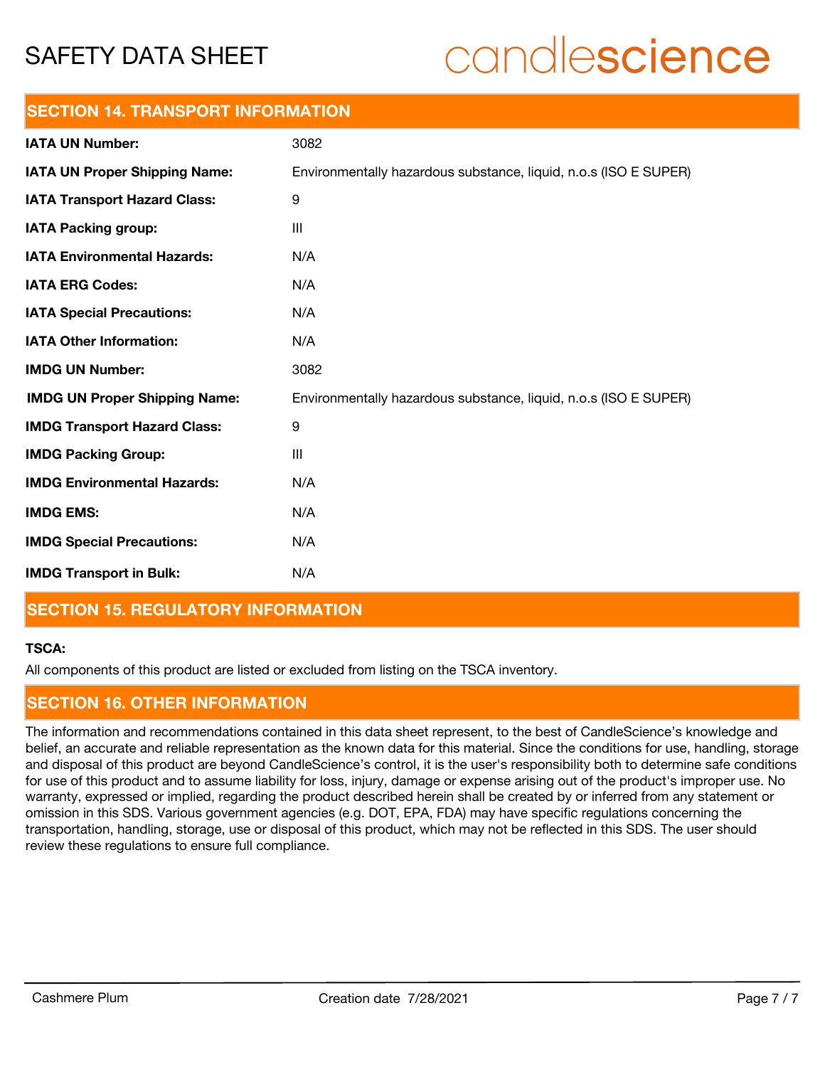## SECTION 14. TRANSPORT INFORMATION

| | |
|---|---|
| **IATA UN Number:** | 3082 |
| **IATA UN Proper Shipping Name:** | Environmentally hazardous substance, liquid, n.o.s (ISO E SUPER) |
| **IATA Transport Hazard Class:** | 9 |
| **IATA Packing group:** | III |
| **IATA Environmental Hazards:** | N/A |
| **IATA ERG Codes:** | N/A |
| **IATA Special Precautions:** | N/A |
| **IATA Other Information:** | N/A |
| **IMDG UN Number:** | 3082 |
| **IMDG UN Proper Shipping Name:** | Environmentally hazardous substance, liquid, n.o.s (ISO E SUPER) |
| **IMDG Transport Hazard Class:** | 9 |
| **IMDG Packing Group:** | III |
| **IMDG Environmental Hazards:** | N/A |
| **IMDG EMS:** | N/A |
| **IMDG Special Precautions:** | N/A |
| **IMDG Transport in Bulk:** | N/A |

## SECTION 15. REGULATORY INFORMATION

**TSCA:**

All components of this product are listed or excluded from listing on the TSCA inventory.

## SECTION 16. OTHER INFORMATION

The information and recommendations contained in this data sheet represent, to the best of CandleScience's knowledge and belief, an accurate and reliable representation as the known data for this material. Since the conditions for use, handling, storage and disposal of this product are beyond CandleScience's control, it is the user's responsibility both to determine safe conditions for use of this product and to assume liability for loss, injury, damage or expense arising out of the product's improper use. No warranty, expressed or implied, regarding the product described herein shall be created by or inferred from any statement or omission in this SDS. Various government agencies (e.g. DOT, EPA, FDA) may have specific regulations concerning the transportation, handling, storage, use or disposal of this product, which may not be reflected in this SDS. The user should review these regulations to ensure full compliance.